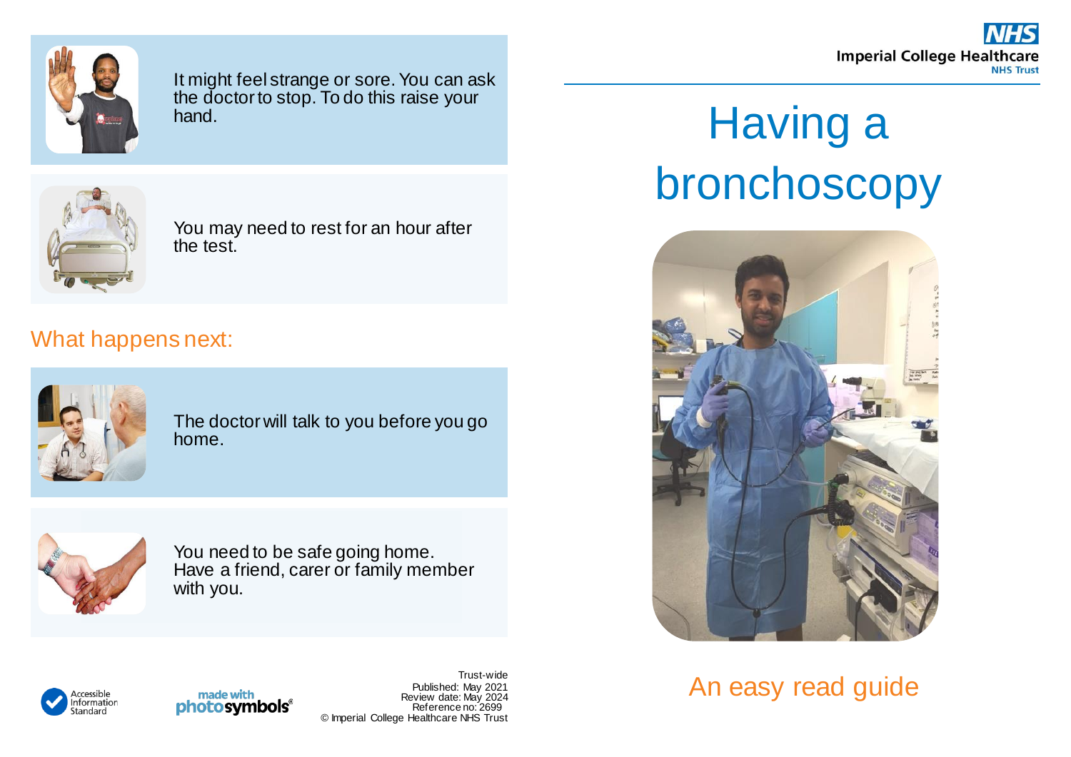It might feel strange or sore. You can ask the doctor to stop. To do this raise your hand.

You may need to rest for an hour after the test.

## What happens next:

The doctor will talk to you before you go home.

You need to be safe going home. Have a friend, carer or family member with you.

Accessible Information Standard

made with photosymbols®

Trust-wide
Published: May 2021
Review date: May 2024
Reference no: 2699
© Imperial College Healthcare NHS Trust

NHS
Imperial College Healthcare
NHS Trust

# Having a bronchoscopy

## An easy read guide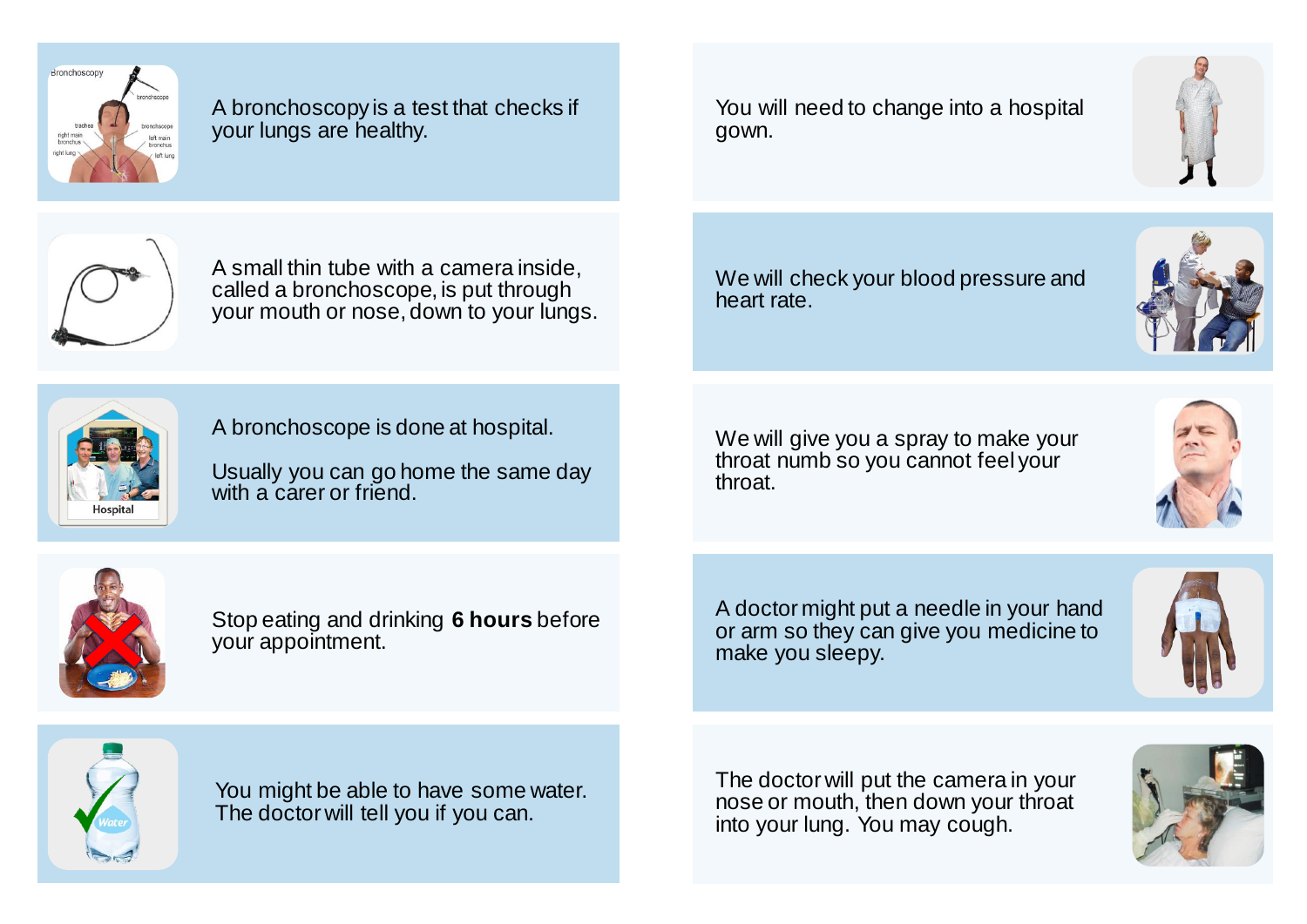A bronchoscopy is a test that checks if your lungs are healthy.

A small thin tube with a camera inside, called a bronchoscope, is put through your mouth or nose, down to your lungs.

A bronchoscope is done at hospital.

Usually you can go home the same day with a carer or friend.

Stop eating and drinking **6 hours** before your appointment.

You might be able to have some water. The doctor will tell you if you can.

You will need to change into a hospital gown.

We will check your blood pressure and heart rate.

We will give you a spray to make your throat numb so you cannot feel your throat.

A doctor might put a needle in your hand or arm so they can give you medicine to make you sleepy.

The doctor will put the camera in your nose or mouth, then down your throat into your lung. You may cough.